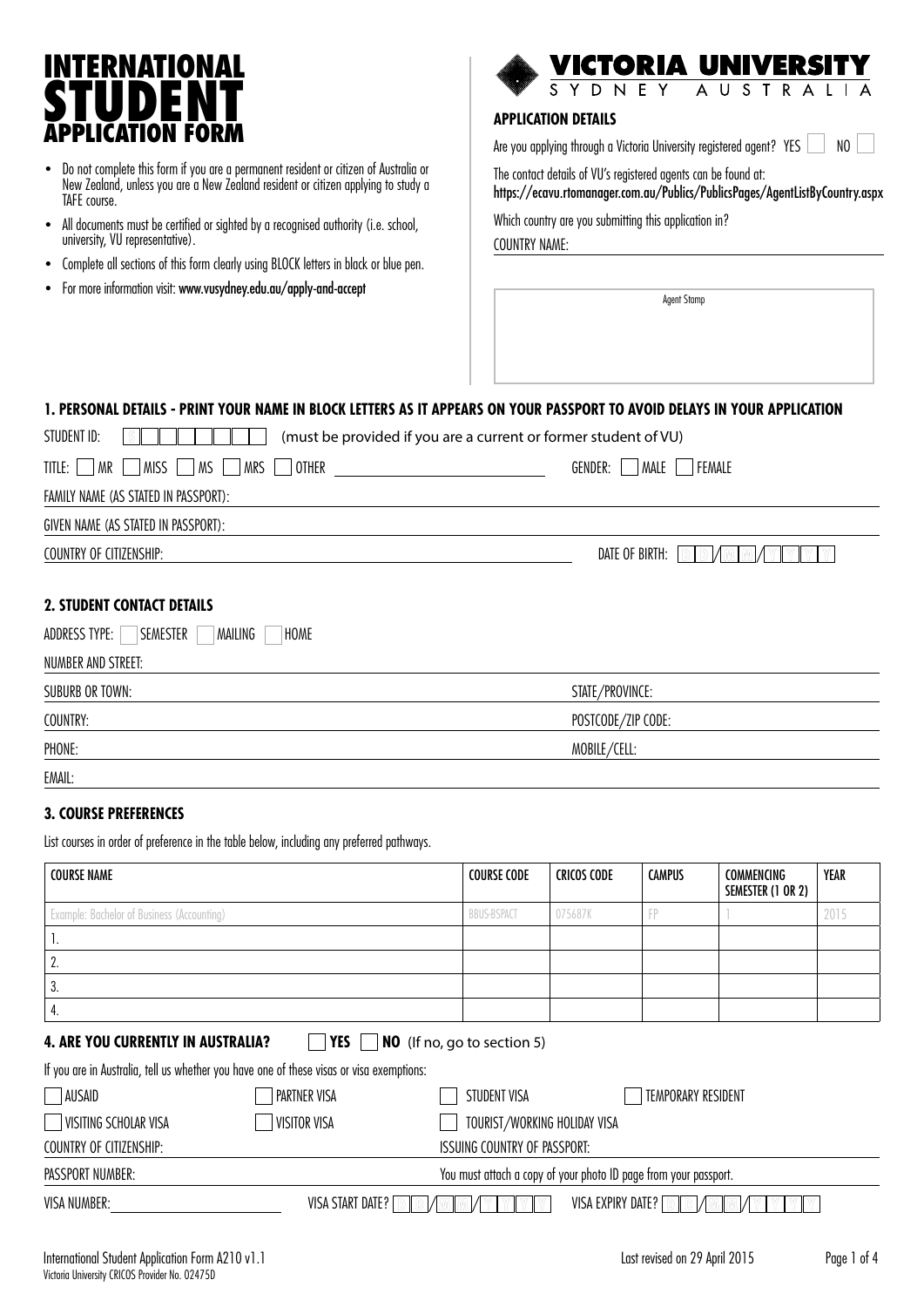# INTERNATIONAL STUDENT APPLICATION FORM

- Do not complete this form if you are a permanent resident or citizen of Australia or New Zealand, unless you are a New Zealand resident or citizen applying to study a TAFE course.
- All documents must be certified or sighted by a recognised authority (i.e. school, university, VU representative).
- Complete all sections of this form clearly using BLOCK letters in black or blue pen.
- For more information visit: **www.vusydney.edu.au/apply-and-accept**

VICTORIA UNIVERSITY
SYDNEY AUSTRALIA

### APPLICATION DETAILS

Are you applying through a Victoria University registered agent? YES ☐ NO ☐

The contact details of VU's registered agents can be found at:
**https://ecavu.rtomanager.com.au/Publics/PublicsPages/AgentListByCountry.aspx**

Which country are you submitting this application in?

COUNTRY NAME: ____________________

Agent Stamp

## 1. PERSONAL DETAILS - PRINT YOUR NAME IN BLOCK LETTERS AS IT APPEARS ON YOUR PASSPORT TO AVOID DELAYS IN YOUR APPLICATION

STUDENT ID: S☐☐☐☐☐☐☐ (must be provided if you are a current or former student of VU)

TITLE: ☐ MR ☐ MISS ☐ MS ☐ MRS ☐ OTHER ____________ GENDER: ☐ MALE ☐ FEMALE

FAMILY NAME (AS STATED IN PASSPORT): ____________________

GIVEN NAME (AS STATED IN PASSPORT): ____________________

COUNTRY OF CITIZENSHIP: ____________________ DATE OF BIRTH: D D / M M / Y Y Y Y

## 2. STUDENT CONTACT DETAILS

ADDRESS TYPE: ☐ SEMESTER ☐ MAILING ☐ HOME

NUMBER AND STREET: ____________________

SUBURB OR TOWN: ____________________ STATE/PROVINCE: ____________________

COUNTRY: ____________________ POSTCODE/ZIP CODE: ____________________

PHONE: ____________________ MOBILE/CELL: ____________________

EMAIL: ____________________

## 3. COURSE PREFERENCES

List courses in order of preference in the table below, including any preferred pathways.

| COURSE NAME | COURSE CODE | CRICOS CODE | CAMPUS | COMMENCING SEMESTER (1 OR 2) | YEAR |
|---|---|---|---|---|---|
| Example: Bachelor of Business (Accounting) | BBUS-BSPACT | 075687K | FP | 1 | 2015 |
| 1. | | | | | |
| 2. | | | | | |
| 3. | | | | | |
| 4. | | | | | |

## 4. ARE YOU CURRENTLY IN AUSTRALIA? ☐ YES ☐ NO (If no, go to section 5)

If you are in Australia, tell us whether you have one of these visas or visa exemptions:

☐ AUSAID ☐ PARTNER VISA ☐ STUDENT VISA ☐ TEMPORARY RESIDENT

☐ VISITING SCHOLAR VISA ☐ VISITOR VISA ☐ TOURIST/WORKING HOLIDAY VISA

COUNTRY OF CITIZENSHIP: ____________________ ISSUING COUNTRY OF PASSPORT: ____________________

PASSPORT NUMBER: ____________________ You must attach a copy of your photo ID page from your passport.

VISA NUMBER: ____________ VISA START DATE? D D / M M / Y Y Y Y VISA EXPIRY DATE? D D / M M / Y Y Y Y

International Student Application Form A210 v1.1
Victoria University CRICOS Provider No. 02475D

Last revised on 29 April 2015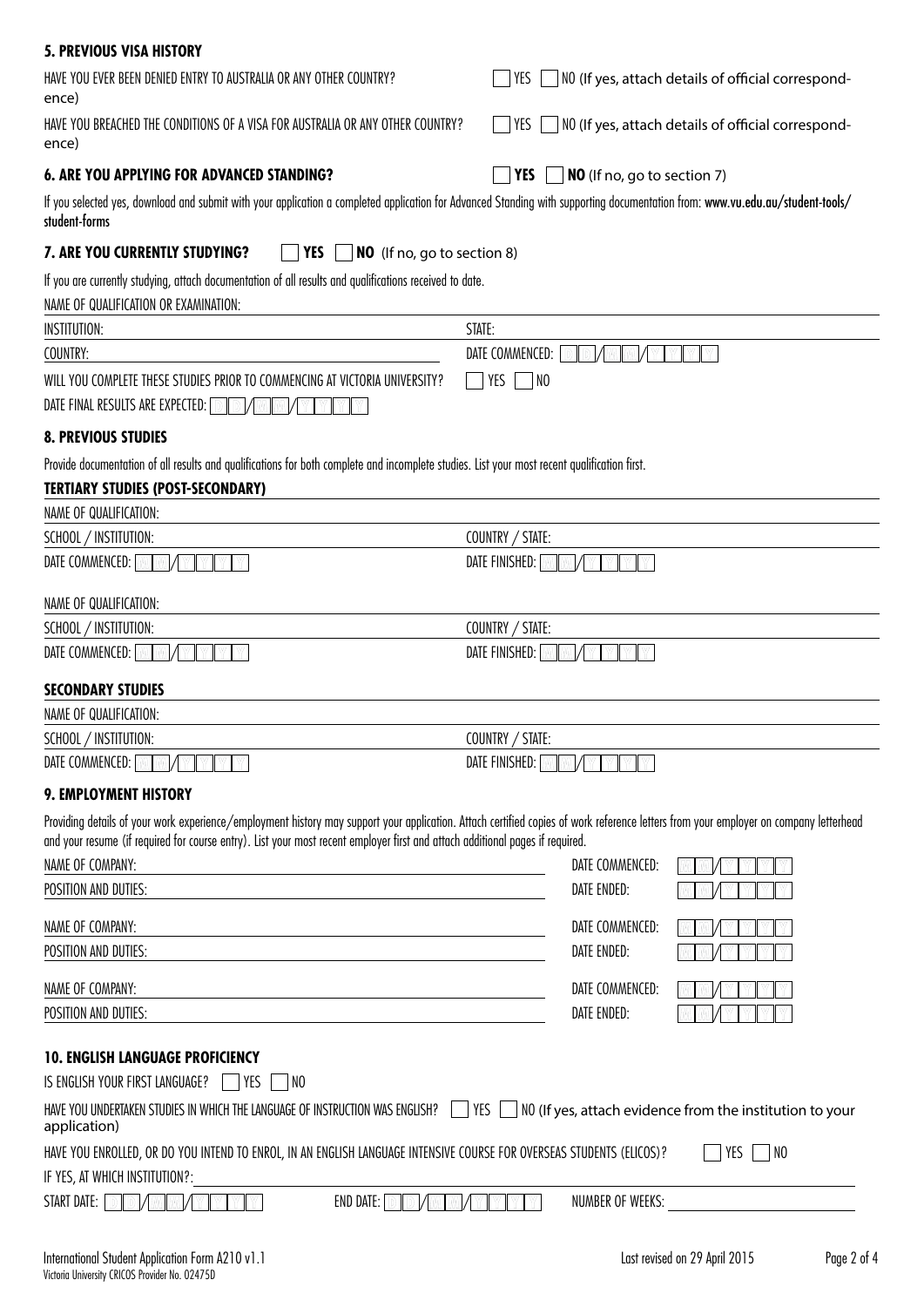## 5. PREVIOUS VISA HISTORY

HAVE YOU EVER BEEN DENIED ENTRY TO AUSTRALIA OR ANY OTHER COUNTRY? ☐ YES ☐ NO (If yes, attach details of official correspondence)

HAVE YOU BREACHED THE CONDITIONS OF A VISA FOR AUSTRALIA OR ANY OTHER COUNTRY? ☐ YES ☐ NO (If yes, attach details of official correspondence)

## 6. ARE YOU APPLYING FOR ADVANCED STANDING? ☐ YES ☐ NO (If no, go to section 7)

If you selected yes, download and submit with your application a completed application for Advanced Standing with supporting documentation from: **www.vu.edu.au/student-tools/student-forms**

## 7. ARE YOU CURRENTLY STUDYING? ☐ YES ☐ NO (If no, go to section 8)

If you are currently studying, attach documentation of all results and qualifications received to date.

NAME OF QUALIFICATION OR EXAMINATION:

INSTITUTION: STATE:

COUNTRY: DATE COMMENCED: DD/MM/YYYY

WILL YOU COMPLETE THESE STUDIES PRIOR TO COMMENCING AT VICTORIA UNIVERSITY? ☐ YES ☐ NO

DATE FINAL RESULTS ARE EXPECTED: DD/MM/YYYY

## 8. PREVIOUS STUDIES

Provide documentation of all results and qualifications for both complete and incomplete studies. List your most recent qualification first.

### TERTIARY STUDIES (POST-SECONDARY)

NAME OF QUALIFICATION:

SCHOOL / INSTITUTION: COUNTRY / STATE:

DATE COMMENCED: MM/YYYY DATE FINISHED: MM/YYYY

NAME OF QUALIFICATION:

SCHOOL / INSTITUTION: COUNTRY / STATE:

DATE COMMENCED: MM/YYYY DATE FINISHED: MM/YYYY

### SECONDARY STUDIES

NAME OF QUALIFICATION:

SCHOOL / INSTITUTION: COUNTRY / STATE:

DATE COMMENCED: MM/YYYY DATE FINISHED: MM/YYYY

## 9. EMPLOYMENT HISTORY

Providing details of your work experience/employment history may support your application. Attach certified copies of work reference letters from your employer on company letterhead and your resume (if required for course entry). List your most recent employer first and attach additional pages if required.

NAME OF COMPANY: DATE COMMENCED: MM/YYYY

POSITION AND DUTIES: DATE ENDED: MM/YYYY

NAME OF COMPANY: DATE COMMENCED: MM/YYYY

POSITION AND DUTIES: DATE ENDED: MM/YYYY

NAME OF COMPANY: DATE COMMENCED: MM/YYYY

POSITION AND DUTIES: DATE ENDED: MM/YYYY

## 10. ENGLISH LANGUAGE PROFICIENCY

IS ENGLISH YOUR FIRST LANGUAGE? ☐ YES ☐ NO

HAVE YOU UNDERTAKEN STUDIES IN WHICH THE LANGUAGE OF INSTRUCTION WAS ENGLISH? ☐ YES ☐ NO (If yes, attach evidence from the institution to your application)

HAVE YOU ENROLLED, OR DO YOU INTEND TO ENROL, IN AN ENGLISH LANGUAGE INTENSIVE COURSE FOR OVERSEAS STUDENTS (ELICOS)? ☐ YES ☐ NO

IF YES, AT WHICH INSTITUTION?:

START DATE: DD/MM/YYYY END DATE: DD/MM/YYYY NUMBER OF WEEKS:

International Student Application Form A210 v1.1
Victoria University CRICOS Provider No. 02475D

Last revised on 29 April 2015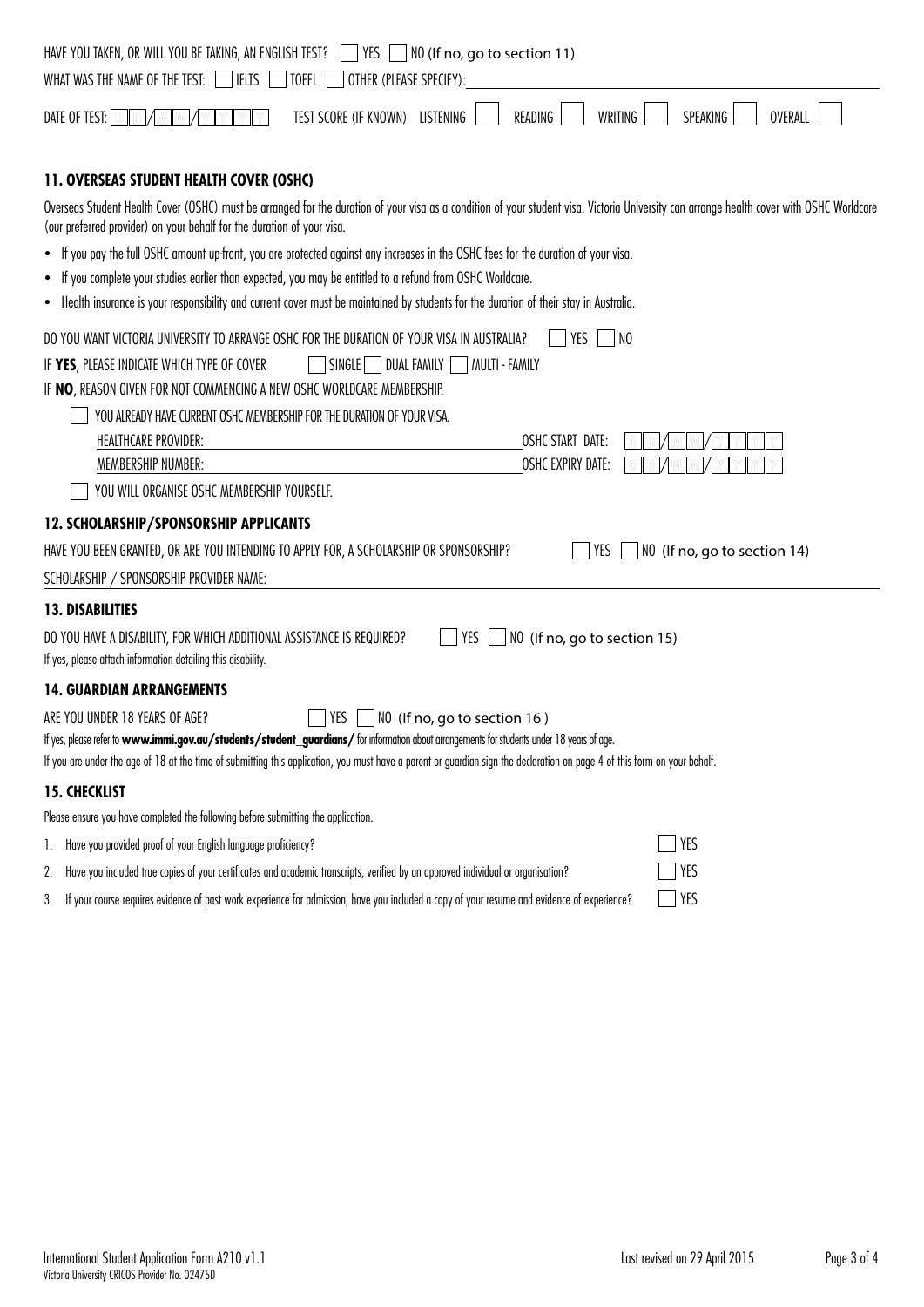HAVE YOU TAKEN, OR WILL YOU BE TAKING, AN ENGLISH TEST? ☐ YES ☐ NO (If no, go to section 11)

WHAT WAS THE NAME OF THE TEST: ☐ IELTS ☐ TOEFL ☐ OTHER (PLEASE SPECIFY): ____________________

DATE OF TEST: DD/MM/YYYY   TEST SCORE (IF KNOWN) LISTENING ☐ READING ☐ WRITING ☐ SPEAKING ☐ OVERALL ☐

## 11. OVERSEAS STUDENT HEALTH COVER (OSHC)

Overseas Student Health Cover (OSHC) must be arranged for the duration of your visa as a condition of your student visa. Victoria University can arrange health cover with OSHC Worldcare (our preferred provider) on your behalf for the duration of your visa.

- If you pay the full OSHC amount up-front, you are protected against any increases in the OSHC fees for the duration of your visa.
- If you complete your studies earlier than expected, you may be entitled to a refund from OSHC Worldcare.
- Health insurance is your responsibility and current cover must be maintained by students for the duration of their stay in Australia.

DO YOU WANT VICTORIA UNIVERSITY TO ARRANGE OSHC FOR THE DURATION OF YOUR VISA IN AUSTRALIA? ☐ YES ☐ NO

IF **YES**, PLEASE INDICATE WHICH TYPE OF COVER ☐ SINGLE ☐ DUAL FAMILY ☐ MULTI - FAMILY

IF **NO**, REASON GIVEN FOR NOT COMMENCING A NEW OSHC WORLDCARE MEMBERSHIP.

☐ YOU ALREADY HAVE CURRENT OSHC MEMBERSHIP FOR THE DURATION OF YOUR VISA.

HEALTHCARE PROVIDER: ____________________ OSHC START DATE: DD/MM/YYYY

MEMBERSHIP NUMBER: ____________________ OSHC EXPIRY DATE: DD/MM/YYYY

☐ YOU WILL ORGANISE OSHC MEMBERSHIP YOURSELF.

## 12. SCHOLARSHIP/SPONSORSHIP APPLICANTS

HAVE YOU BEEN GRANTED, OR ARE YOU INTENDING TO APPLY FOR, A SCHOLARSHIP OR SPONSORSHIP? ☐ YES ☐ NO (If no, go to section 14)

SCHOLARSHIP / SPONSORSHIP PROVIDER NAME: ____________________

## 13. DISABILITIES

DO YOU HAVE A DISABILITY, FOR WHICH ADDITIONAL ASSISTANCE IS REQUIRED? ☐ YES ☐ NO (If no, go to section 15)

If yes, please attach information detailing this disability.

## 14. GUARDIAN ARRANGEMENTS

ARE YOU UNDER 18 YEARS OF AGE? ☐ YES ☐ NO (If no, go to section 16 )

If yes, please refer to **www.immi.gov.au/students/student_guardians/** for information about arrangements for students under 18 years of age.

If you are under the age of 18 at the time of submitting this application, you must have a parent or guardian sign the declaration on page 4 of this form on your behalf.

## 15. CHECKLIST

Please ensure you have completed the following before submitting the application.

1. Have you provided proof of your English language proficiency? ☐ YES
2. Have you included true copies of your certificates and academic transcripts, verified by an approved individual or organisation? ☐ YES
3. If your course requires evidence of past work experience for admission, have you included a copy of your resume and evidence of experience? ☐ YES

International Student Application Form A210 v1.1
Victoria University CRICOS Provider No. 02475D

Last revised on 29 April 2015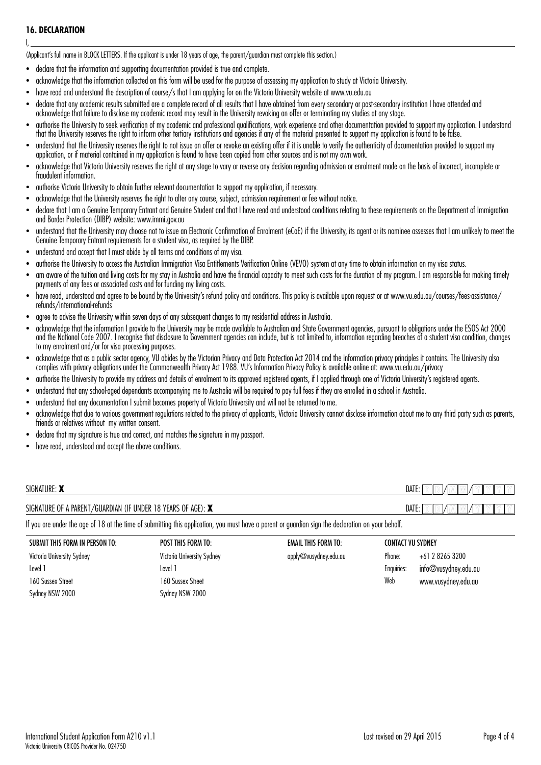## 16. DECLARATION

I, \_\_\_\_\_\_\_\_\_\_\_\_\_\_\_\_\_\_\_\_\_\_\_\_\_\_\_\_\_\_\_\_\_\_\_\_\_\_\_\_

(Applicant's full name in BLOCK LETTERS. If the applicant is under 18 years of age, the parent/guardian must complete this section.)

- declare that the information and supporting documentation provided is true and complete.
- acknowledge that the information collected on this form will be used for the purpose of assessing my application to study at Victoria University.
- have read and understand the description of course/s that I am applying for on the Victoria University website at www.vu.edu.au
- declare that any academic results submitted are a complete record of all results that I have obtained from every secondary or post-secondary institution I have attended and acknowledge that failure to disclose my academic record may result in the University revoking an offer or terminating my studies at any stage.
- authorise the University to seek verification of my academic and professional qualifications, work experience and other documentation provided to support my application. I understand that the University reserves the right to inform other tertiary institutions and agencies if any of the material presented to support my application is found to be false.
- understand that the University reserves the right to not issue an offer or revoke an existing offer if it is unable to verify the authenticity of documentation provided to support my application, or if material contained in my application is found to have been copied from other sources and is not my own work.
- acknowledge that Victoria University reserves the right at any stage to vary or reverse any decision regarding admission or enrolment made on the basis of incorrect, incomplete or fraudulent information.
- authorise Victoria University to obtain further relevant documentation to support my application, if necessary.
- acknowledge that the University reserves the right to alter any course, subject, admission requirement or fee without notice.
- declare that I am a Genuine Temporary Entrant and Genuine Student and that I have read and understood conditions relating to these requirements on the Department of Immigration and Border Protection (DIBP) website: www.immi.gov.au
- understand that the University may choose not to issue an Electronic Confirmation of Enrolment (eCoE) if the University, its agent or its nominee assesses that I am unlikely to meet the Genuine Temporary Entrant requirements for a student visa, as required by the DIBP.
- understand and accept that I must abide by all terms and conditions of my visa.
- authorise the University to access the Australian Immigration Visa Entitlements Verification Online (VEVO) system at any time to obtain information on my visa status.
- am aware of the tuition and living costs for my stay in Australia and have the financial capacity to meet such costs for the duration of my program. I am responsible for making timely payments of any fees or associated costs and for funding my living costs.
- have read, understood and agree to be bound by the University's refund policy and conditions. This policy is available upon request or at www.vu.edu.au/courses/fees-assistance/refunds/international-refunds
- agree to advise the University within seven days of any subsequent changes to my residential address in Australia.
- acknowledge that the information I provide to the University may be made available to Australian and State Government agencies, pursuant to obligations under the ESOS Act 2000 and the National Code 2007. I recognise that disclosure to Government agencies can include, but is not limited to, information regarding breaches of a student visa condition, changes to my enrolment and/or for visa processing purposes.
- acknowledge that as a public sector agency, VU abides by the Victorian Privacy and Data Protection Act 2014 and the information privacy principles it contains. The University also complies with privacy obligations under the Commonwealth Privacy Act 1988. VU's Information Privacy Policy is available online at: www.vu.edu.au/privacy
- authorise the University to provide my address and details of enrolment to its approved registered agents, if I applied through one of Victoria University's registered agents.
- understand that any school-aged dependants accompanying me to Australia will be required to pay full fees if they are enrolled in a school in Australia.
- understand that any documentation I submit becomes property of Victoria University and will not be returned to me.
- acknowledge that due to various government regulations related to the privacy of applicants, Victoria University cannot disclose information about me to any third party such as parents, friends or relatives without my written consent.
- declare that my signature is true and correct, and matches the signature in my passport.
- have read, understood and accept the above conditions.

SIGNATURE: **X** DATE: D D / M M / Y Y Y Y

SIGNATURE OF A PARENT/GUARDIAN (IF UNDER 18 YEARS OF AGE): **X** DATE: D D / M M / Y Y Y Y

If you are under the age of 18 at the time of submitting this application, you must have a parent or guardian sign the declaration on your behalf.

| SUBMIT THIS FORM IN PERSON TO: | POST THIS FORM TO: | EMAIL THIS FORM TO: | CONTACT VU SYDNEY | |
|---|---|---|---|---|
| Victoria University Sydney | Victoria University Sydney | apply@vusydney.edu.au | Phone: | +61 2 8265 3200 |
| Level 1 | Level 1 | | Enquiries: | info@vusydney.edu.au |
| 160 Sussex Street | 160 Sussex Street | | Web | www.vusydney.edu.au |
| Sydney NSW 2000 | Sydney NSW 2000 | | | |

International Student Application Form A210 v1.1
Victoria University CRICOS Provider No. 02475D

Last revised on 29 April 2015